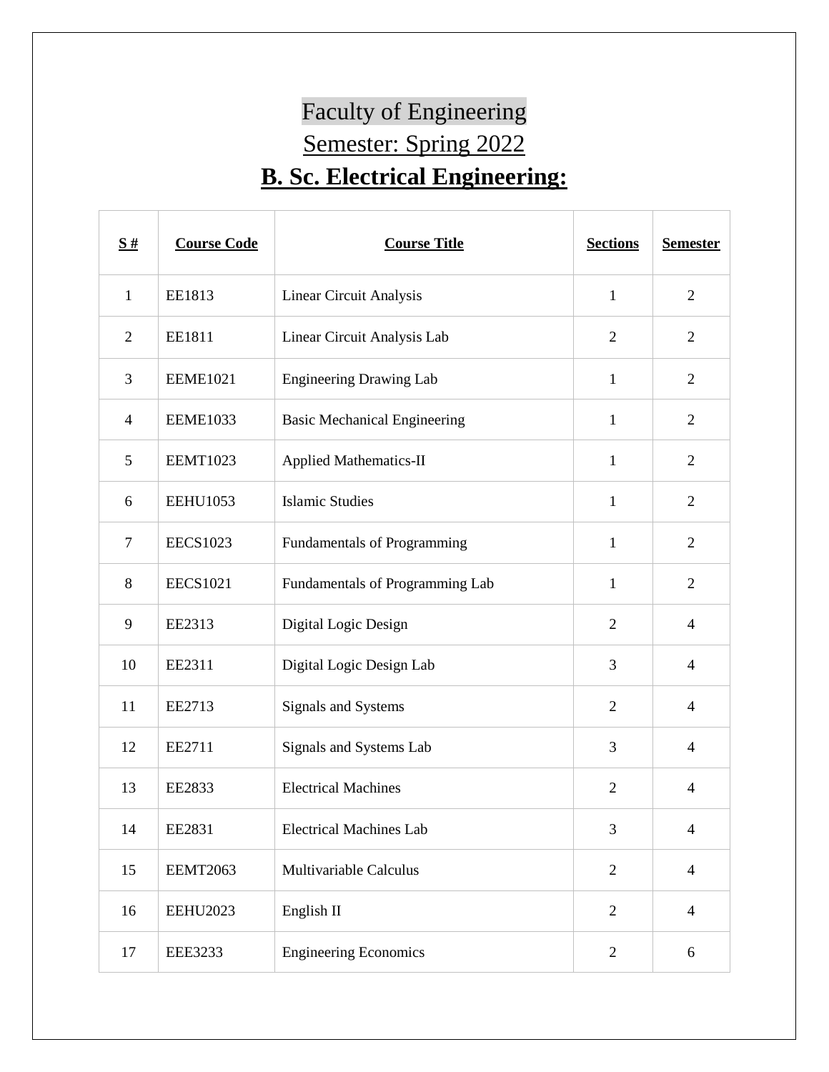# Faculty of Engineering

## Semester: Spring 2022

## **B. Sc. Electrical Engineering:**

| **S #** | **Course Code** | **Course Title** | **Sections** | **Semester** |
|---|---|---|---|---|
| 1 | EE1813 | Linear Circuit Analysis | 1 | 2 |
| 2 | EE1811 | Linear Circuit Analysis Lab | 2 | 2 |
| 3 | EEME1021 | Engineering Drawing Lab | 1 | 2 |
| 4 | EEME1033 | Basic Mechanical Engineering | 1 | 2 |
| 5 | EEMT1023 | Applied Mathematics-II | 1 | 2 |
| 6 | EEHU1053 | Islamic Studies | 1 | 2 |
| 7 | EECS1023 | Fundamentals of Programming | 1 | 2 |
| 8 | EECS1021 | Fundamentals of Programming Lab | 1 | 2 |
| 9 | EE2313 | Digital Logic Design | 2 | 4 |
| 10 | EE2311 | Digital Logic Design Lab | 3 | 4 |
| 11 | EE2713 | Signals and Systems | 2 | 4 |
| 12 | EE2711 | Signals and Systems Lab | 3 | 4 |
| 13 | EE2833 | Electrical Machines | 2 | 4 |
| 14 | EE2831 | Electrical Machines Lab | 3 | 4 |
| 15 | EEMT2063 | Multivariable Calculus | 2 | 4 |
| 16 | EEHU2023 | English II | 2 | 4 |
| 17 | EEE3233 | Engineering Economics | 2 | 6 |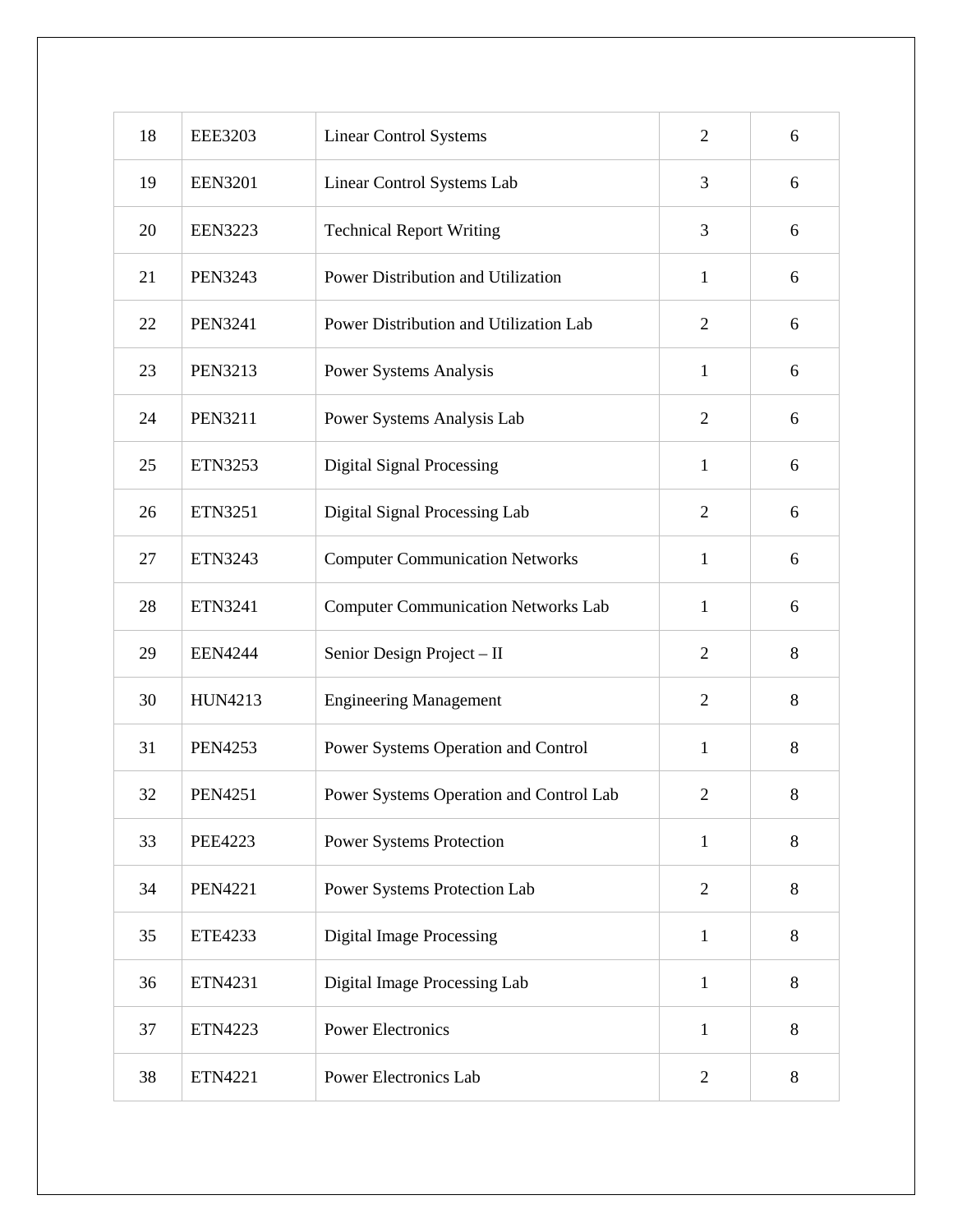| 18 | EEE3203 | Linear Control Systems | 2 | 6 |
|---|---|---|---|---|
| 19 | EEN3201 | Linear Control Systems Lab | 3 | 6 |
| 20 | EEN3223 | Technical Report Writing | 3 | 6 |
| 21 | PEN3243 | Power Distribution and Utilization | 1 | 6 |
| 22 | PEN3241 | Power Distribution and Utilization Lab | 2 | 6 |
| 23 | PEN3213 | Power Systems Analysis | 1 | 6 |
| 24 | PEN3211 | Power Systems Analysis Lab | 2 | 6 |
| 25 | ETN3253 | Digital Signal Processing | 1 | 6 |
| 26 | ETN3251 | Digital Signal Processing Lab | 2 | 6 |
| 27 | ETN3243 | Computer Communication Networks | 1 | 6 |
| 28 | ETN3241 | Computer Communication Networks Lab | 1 | 6 |
| 29 | EEN4244 | Senior Design Project – II | 2 | 8 |
| 30 | HUN4213 | Engineering Management | 2 | 8 |
| 31 | PEN4253 | Power Systems Operation and Control | 1 | 8 |
| 32 | PEN4251 | Power Systems Operation and Control Lab | 2 | 8 |
| 33 | PEE4223 | Power Systems Protection | 1 | 8 |
| 34 | PEN4221 | Power Systems Protection Lab | 2 | 8 |
| 35 | ETE4233 | Digital Image Processing | 1 | 8 |
| 36 | ETN4231 | Digital Image Processing Lab | 1 | 8 |
| 37 | ETN4223 | Power Electronics | 1 | 8 |
| 38 | ETN4221 | Power Electronics Lab | 2 | 8 |